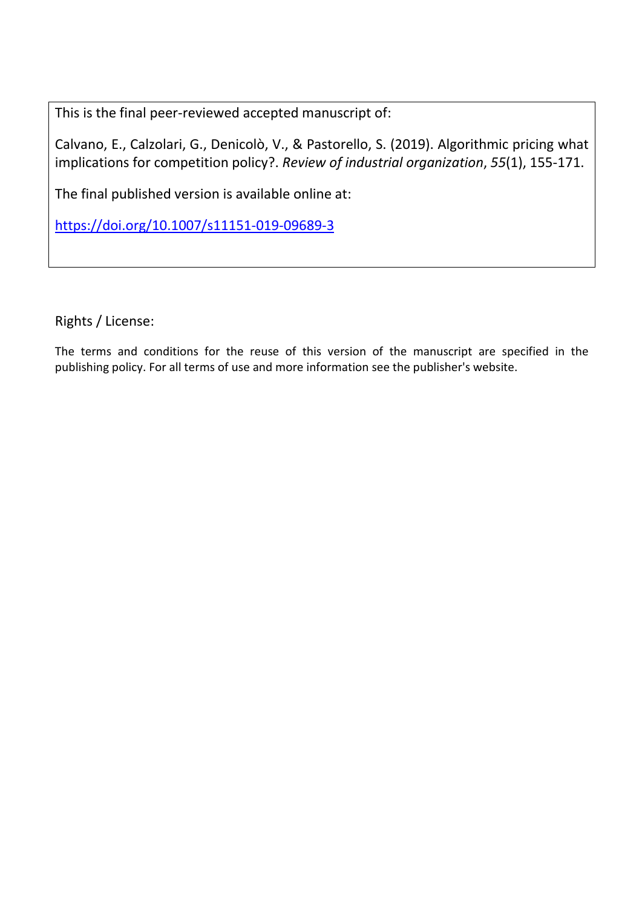This is the final peer-reviewed accepted manuscript of:

Calvano, E., Calzolari, G., Denicolò, V., & Pastorello, S. (2019). Algorithmic pricing what implications for competition policy?. *Review of industrial organization*, *55*(1), 155-171.

The final published version is available online at:

https://doi.org/10.1007/s11151-019-09689-3

Rights / License:

The terms and conditions for the reuse of this version of the manuscript are specified in the publishing policy. For all terms of use and more information see the publisher's website.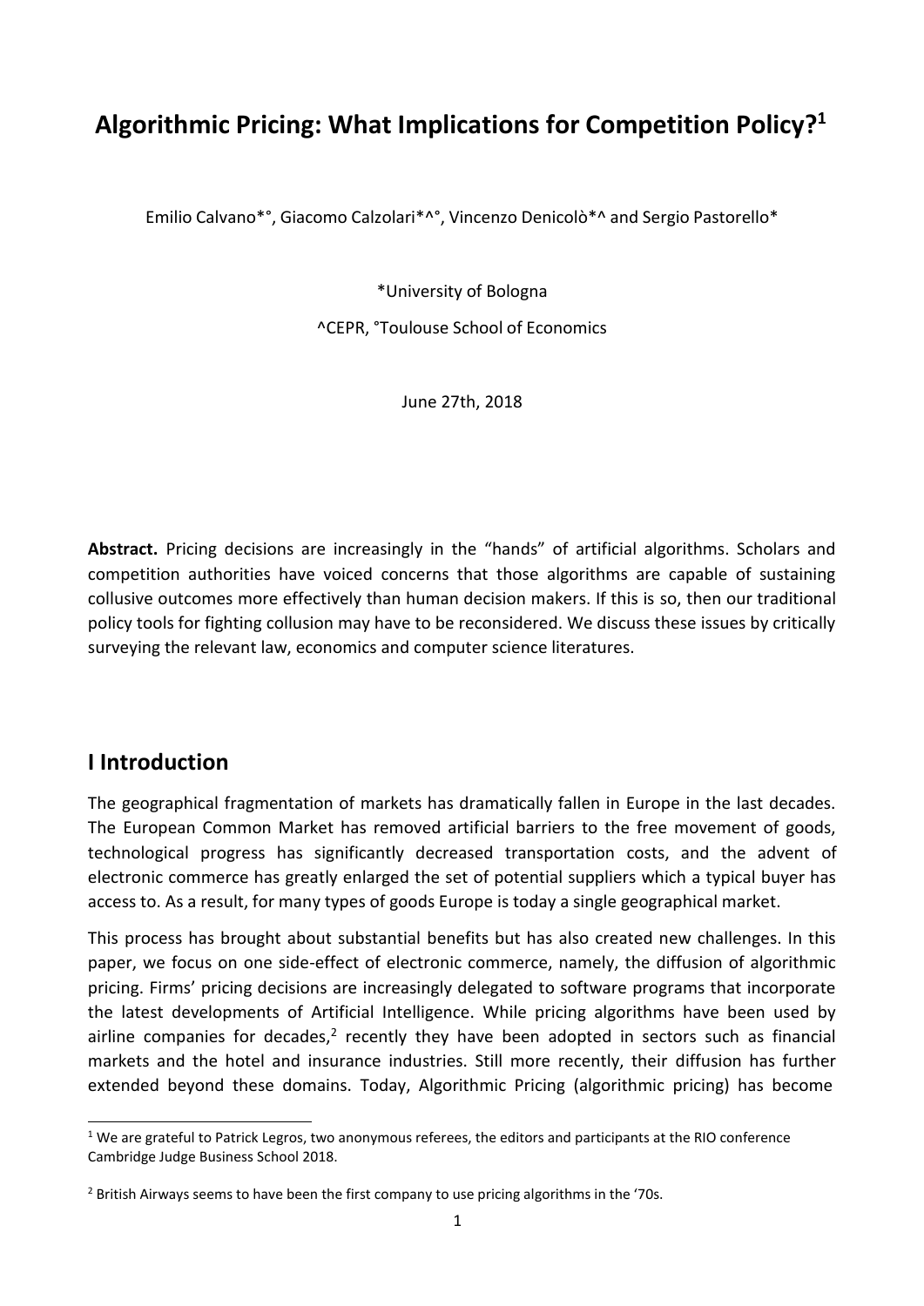# Algorithmic Pricing: What Implications for Competition Policy?[1]

Emilio Calvano*°, Giacomo Calzolari*^°, Vincenzo Denicolò*^ and Sergio Pastorello*

*University of Bologna

^CEPR, °Toulouse School of Economics

June 27th, 2018

**Abstract.** Pricing decisions are increasingly in the "hands" of artificial algorithms. Scholars and competition authorities have voiced concerns that those algorithms are capable of sustaining collusive outcomes more effectively than human decision makers. If this is so, then our traditional policy tools for fighting collusion may have to be reconsidered. We discuss these issues by critically surveying the relevant law, economics and computer science literatures.

## I Introduction

The geographical fragmentation of markets has dramatically fallen in Europe in the last decades. The European Common Market has removed artificial barriers to the free movement of goods, technological progress has significantly decreased transportation costs, and the advent of electronic commerce has greatly enlarged the set of potential suppliers which a typical buyer has access to. As a result, for many types of goods Europe is today a single geographical market.

This process has brought about substantial benefits but has also created new challenges. In this paper, we focus on one side-effect of electronic commerce, namely, the diffusion of algorithmic pricing. Firms' pricing decisions are increasingly delegated to software programs that incorporate the latest developments of Artificial Intelligence. While pricing algorithms have been used by airline companies for decades,[2] recently they have been adopted in sectors such as financial markets and the hotel and insurance industries. Still more recently, their diffusion has further extended beyond these domains. Today, Algorithmic Pricing (algorithmic pricing) has become

---

[1] We are grateful to Patrick Legros, two anonymous referees, the editors and participants at the RIO conference Cambridge Judge Business School 2018.

[2] British Airways seems to have been the first company to use pricing algorithms in the '70s.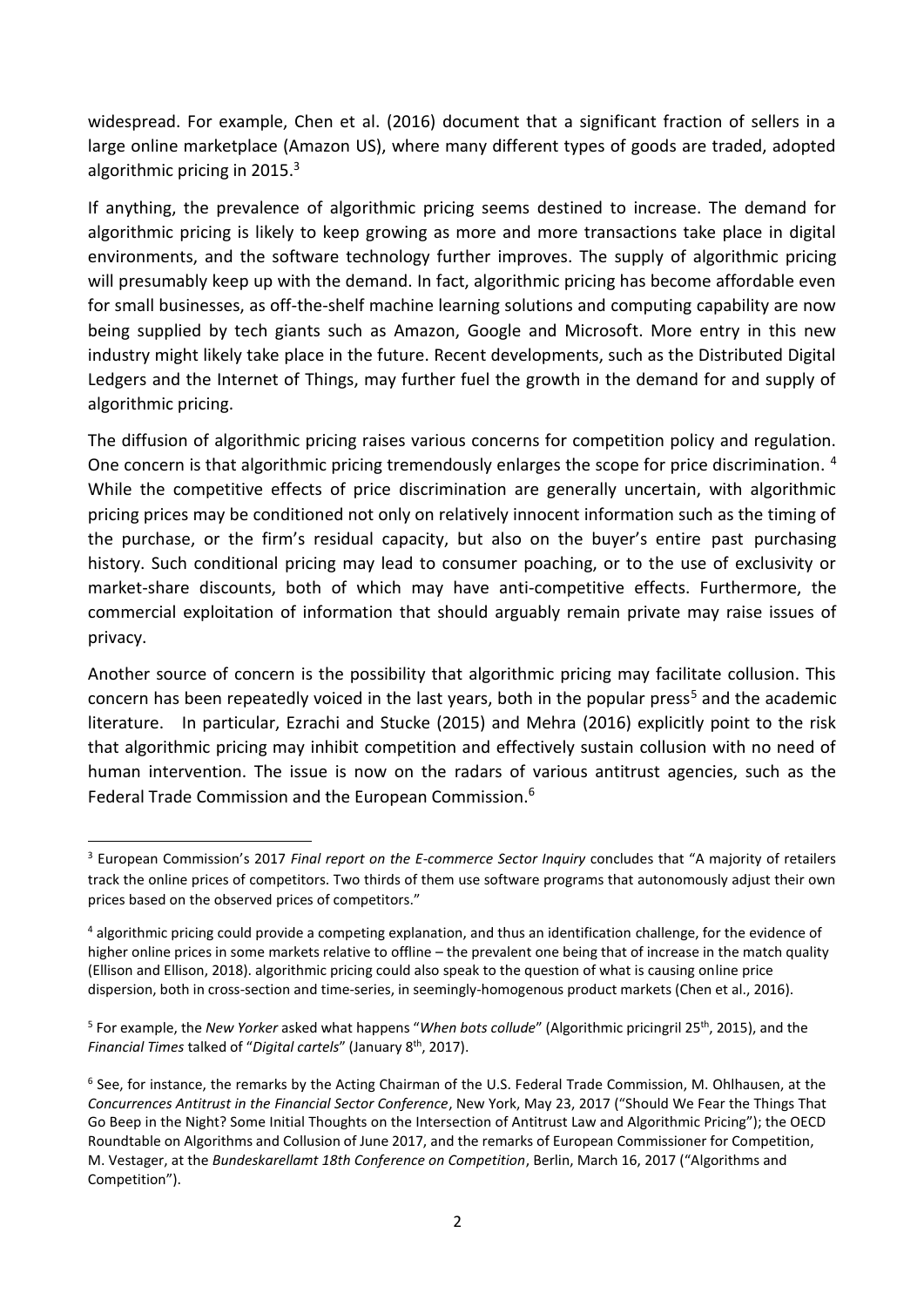widespread. For example, Chen et al. (2016) document that a significant fraction of sellers in a large online marketplace (Amazon US), where many different types of goods are traded, adopted algorithmic pricing in 2015.[3]

If anything, the prevalence of algorithmic pricing seems destined to increase. The demand for algorithmic pricing is likely to keep growing as more and more transactions take place in digital environments, and the software technology further improves. The supply of algorithmic pricing will presumably keep up with the demand. In fact, algorithmic pricing has become affordable even for small businesses, as off-the-shelf machine learning solutions and computing capability are now being supplied by tech giants such as Amazon, Google and Microsoft. More entry in this new industry might likely take place in the future. Recent developments, such as the Distributed Digital Ledgers and the Internet of Things, may further fuel the growth in the demand for and supply of algorithmic pricing.

The diffusion of algorithmic pricing raises various concerns for competition policy and regulation. One concern is that algorithmic pricing tremendously enlarges the scope for price discrimination. [4] While the competitive effects of price discrimination are generally uncertain, with algorithmic pricing prices may be conditioned not only on relatively innocent information such as the timing of the purchase, or the firm's residual capacity, but also on the buyer's entire past purchasing history. Such conditional pricing may lead to consumer poaching, or to the use of exclusivity or market-share discounts, both of which may have anti-competitive effects. Furthermore, the commercial exploitation of information that should arguably remain private may raise issues of privacy.

Another source of concern is the possibility that algorithmic pricing may facilitate collusion. This concern has been repeatedly voiced in the last years, both in the popular press[5] and the academic literature. In particular, Ezrachi and Stucke (2015) and Mehra (2016) explicitly point to the risk that algorithmic pricing may inhibit competition and effectively sustain collusion with no need of human intervention. The issue is now on the radars of various antitrust agencies, such as the Federal Trade Commission and the European Commission.[6]

[3] European Commission's 2017 *Final report on the E-commerce Sector Inquiry* concludes that "A majority of retailers track the online prices of competitors. Two thirds of them use software programs that autonomously adjust their own prices based on the observed prices of competitors."

[4] algorithmic pricing could provide a competing explanation, and thus an identification challenge, for the evidence of higher online prices in some markets relative to offline – the prevalent one being that of increase in the match quality (Ellison and Ellison, 2018). algorithmic pricing could also speak to the question of what is causing online price dispersion, both in cross-section and time-series, in seemingly-homogenous product markets (Chen et al., 2016).

[5] For example, the *New Yorker* asked what happens "*When bots collude*" (Algorithmic pricingril 25th, 2015), and the *Financial Times* talked of "*Digital cartels*" (January 8th, 2017).

[6] See, for instance, the remarks by the Acting Chairman of the U.S. Federal Trade Commission, M. Ohlhausen, at the *Concurrences Antitrust in the Financial Sector Conference*, New York, May 23, 2017 ("Should We Fear the Things That Go Beep in the Night? Some Initial Thoughts on the Intersection of Antitrust Law and Algorithmic Pricing"); the OECD Roundtable on Algorithms and Collusion of June 2017, and the remarks of European Commissioner for Competition, M. Vestager, at the *Bundeskarellamt 18th Conference on Competition*, Berlin, March 16, 2017 ("Algorithms and Competition").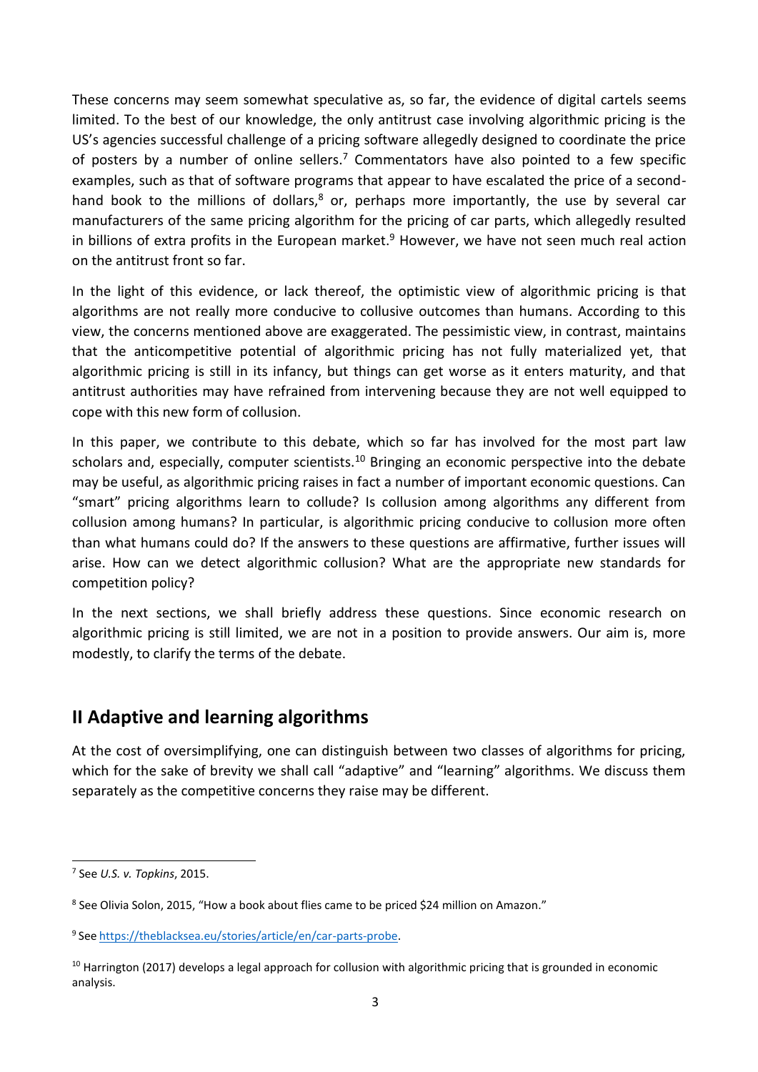These concerns may seem somewhat speculative as, so far, the evidence of digital cartels seems limited. To the best of our knowledge, the only antitrust case involving algorithmic pricing is the US's agencies successful challenge of a pricing software allegedly designed to coordinate the price of posters by a number of online sellers.[7] Commentators have also pointed to a few specific examples, such as that of software programs that appear to have escalated the price of a second-hand book to the millions of dollars,[8] or, perhaps more importantly, the use by several car manufacturers of the same pricing algorithm for the pricing of car parts, which allegedly resulted in billions of extra profits in the European market.[9] However, we have not seen much real action on the antitrust front so far.

In the light of this evidence, or lack thereof, the optimistic view of algorithmic pricing is that algorithms are not really more conducive to collusive outcomes than humans. According to this view, the concerns mentioned above are exaggerated. The pessimistic view, in contrast, maintains that the anticompetitive potential of algorithmic pricing has not fully materialized yet, that algorithmic pricing is still in its infancy, but things can get worse as it enters maturity, and that antitrust authorities may have refrained from intervening because they are not well equipped to cope with this new form of collusion.

In this paper, we contribute to this debate, which so far has involved for the most part law scholars and, especially, computer scientists.[10] Bringing an economic perspective into the debate may be useful, as algorithmic pricing raises in fact a number of important economic questions. Can "smart" pricing algorithms learn to collude? Is collusion among algorithms any different from collusion among humans? In particular, is algorithmic pricing conducive to collusion more often than what humans could do? If the answers to these questions are affirmative, further issues will arise. How can we detect algorithmic collusion? What are the appropriate new standards for competition policy?

In the next sections, we shall briefly address these questions. Since economic research on algorithmic pricing is still limited, we are not in a position to provide answers. Our aim is, more modestly, to clarify the terms of the debate.

## II Adaptive and learning algorithms

At the cost of oversimplifying, one can distinguish between two classes of algorithms for pricing, which for the sake of brevity we shall call "adaptive" and "learning" algorithms. We discuss them separately as the competitive concerns they raise may be different.

---

[7] See *U.S. v. Topkins*, 2015.

[8] See Olivia Solon, 2015, "How a book about flies came to be priced $24 million on Amazon."

[9] See https://theblacksea.eu/stories/article/en/car-parts-probe.

[10] Harrington (2017) develops a legal approach for collusion with algorithmic pricing that is grounded in economic analysis.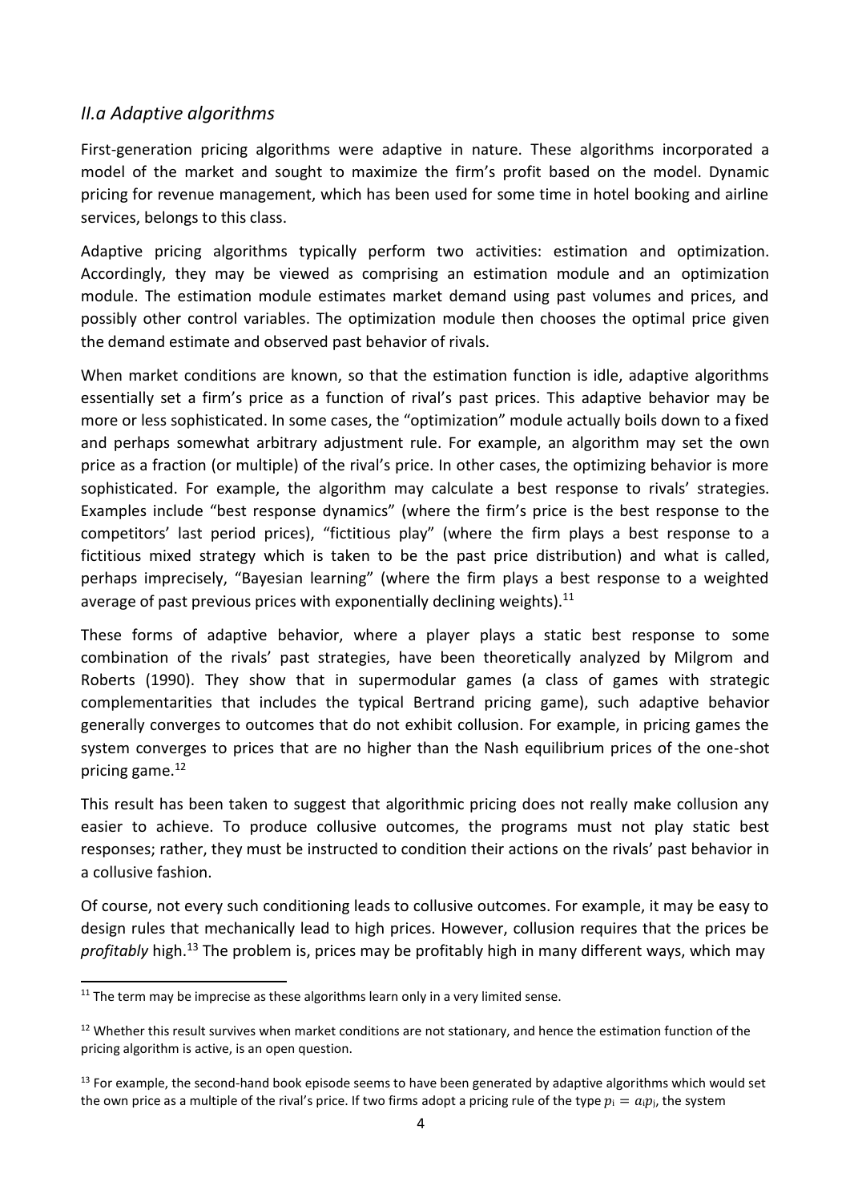### *II.a Adaptive algorithms*

First-generation pricing algorithms were adaptive in nature. These algorithms incorporated a model of the market and sought to maximize the firm's profit based on the model. Dynamic pricing for revenue management, which has been used for some time in hotel booking and airline services, belongs to this class.

Adaptive pricing algorithms typically perform two activities: estimation and optimization. Accordingly, they may be viewed as comprising an estimation module and an optimization module. The estimation module estimates market demand using past volumes and prices, and possibly other control variables. The optimization module then chooses the optimal price given the demand estimate and observed past behavior of rivals.

When market conditions are known, so that the estimation function is idle, adaptive algorithms essentially set a firm's price as a function of rival's past prices. This adaptive behavior may be more or less sophisticated. In some cases, the "optimization" module actually boils down to a fixed and perhaps somewhat arbitrary adjustment rule. For example, an algorithm may set the own price as a fraction (or multiple) of the rival's price. In other cases, the optimizing behavior is more sophisticated. For example, the algorithm may calculate a best response to rivals' strategies. Examples include "best response dynamics" (where the firm's price is the best response to the competitors' last period prices), "fictitious play" (where the firm plays a best response to a fictitious mixed strategy which is taken to be the past price distribution) and what is called, perhaps imprecisely, "Bayesian learning" (where the firm plays a best response to a weighted average of past previous prices with exponentially declining weights).[11]

These forms of adaptive behavior, where a player plays a static best response to some combination of the rivals' past strategies, have been theoretically analyzed by Milgrom and Roberts (1990). They show that in supermodular games (a class of games with strategic complementarities that includes the typical Bertrand pricing game), such adaptive behavior generally converges to outcomes that do not exhibit collusion. For example, in pricing games the system converges to prices that are no higher than the Nash equilibrium prices of the one-shot pricing game.[12]

This result has been taken to suggest that algorithmic pricing does not really make collusion any easier to achieve. To produce collusive outcomes, the programs must not play static best responses; rather, they must be instructed to condition their actions on the rivals' past behavior in a collusive fashion.

Of course, not every such conditioning leads to collusive outcomes. For example, it may be easy to design rules that mechanically lead to high prices. However, collusion requires that the prices be *profitably* high.[13] The problem is, prices may be profitably high in many different ways, which may

---

[11] The term may be imprecise as these algorithms learn only in a very limited sense.

[12] Whether this result survives when market conditions are not stationary, and hence the estimation function of the pricing algorithm is active, is an open question.

[13] For example, the second-hand book episode seems to have been generated by adaptive algorithms which would set the own price as a multiple of the rival's price. If two firms adopt a pricing rule of the type $p_i = a_i p_j$, the system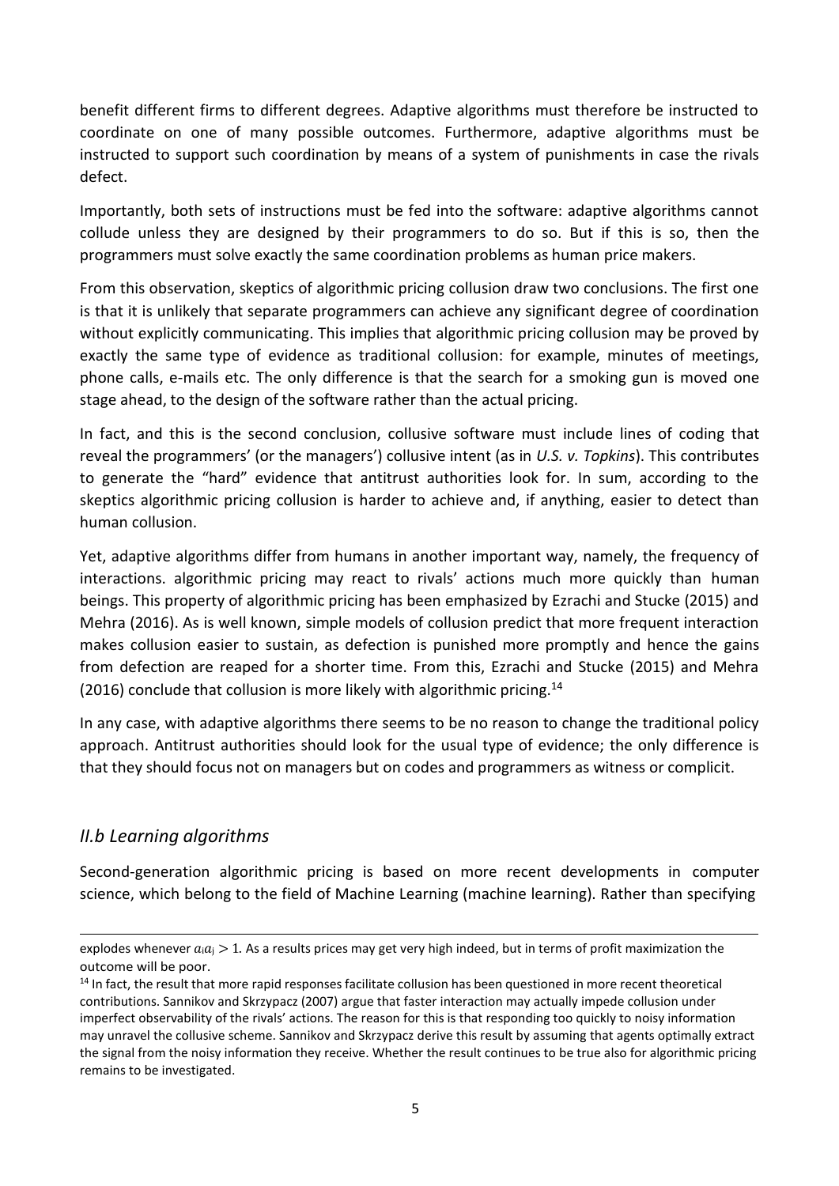benefit different firms to different degrees. Adaptive algorithms must therefore be instructed to coordinate on one of many possible outcomes. Furthermore, adaptive algorithms must be instructed to support such coordination by means of a system of punishments in case the rivals defect.

Importantly, both sets of instructions must be fed into the software: adaptive algorithms cannot collude unless they are designed by their programmers to do so. But if this is so, then the programmers must solve exactly the same coordination problems as human price makers.

From this observation, skeptics of algorithmic pricing collusion draw two conclusions. The first one is that it is unlikely that separate programmers can achieve any significant degree of coordination without explicitly communicating. This implies that algorithmic pricing collusion may be proved by exactly the same type of evidence as traditional collusion: for example, minutes of meetings, phone calls, e-mails etc. The only difference is that the search for a smoking gun is moved one stage ahead, to the design of the software rather than the actual pricing.

In fact, and this is the second conclusion, collusive software must include lines of coding that reveal the programmers' (or the managers') collusive intent (as in *U.S. v. Topkins*). This contributes to generate the "hard" evidence that antitrust authorities look for. In sum, according to the skeptics algorithmic pricing collusion is harder to achieve and, if anything, easier to detect than human collusion.

Yet, adaptive algorithms differ from humans in another important way, namely, the frequency of interactions. algorithmic pricing may react to rivals' actions much more quickly than human beings. This property of algorithmic pricing has been emphasized by Ezrachi and Stucke (2015) and Mehra (2016). As is well known, simple models of collusion predict that more frequent interaction makes collusion easier to sustain, as defection is punished more promptly and hence the gains from defection are reaped for a shorter time. From this, Ezrachi and Stucke (2015) and Mehra (2016) conclude that collusion is more likely with algorithmic pricing.[14]

In any case, with adaptive algorithms there seems to be no reason to change the traditional policy approach. Antitrust authorities should look for the usual type of evidence; the only difference is that they should focus not on managers but on codes and programmers as witness or complicit.

## *II.b Learning algorithms*

Second-generation algorithmic pricing is based on more recent developments in computer science, which belong to the field of Machine Learning (machine learning). Rather than specifying

---

explodes whenever $a_i a_j > 1$. As a results prices may get very high indeed, but in terms of profit maximization the outcome will be poor.

[14] In fact, the result that more rapid responses facilitate collusion has been questioned in more recent theoretical contributions. Sannikov and Skrzypacz (2007) argue that faster interaction may actually impede collusion under imperfect observability of the rivals' actions. The reason for this is that responding too quickly to noisy information may unravel the collusive scheme. Sannikov and Skrzypacz derive this result by assuming that agents optimally extract the signal from the noisy information they receive. Whether the result continues to be true also for algorithmic pricing remains to be investigated.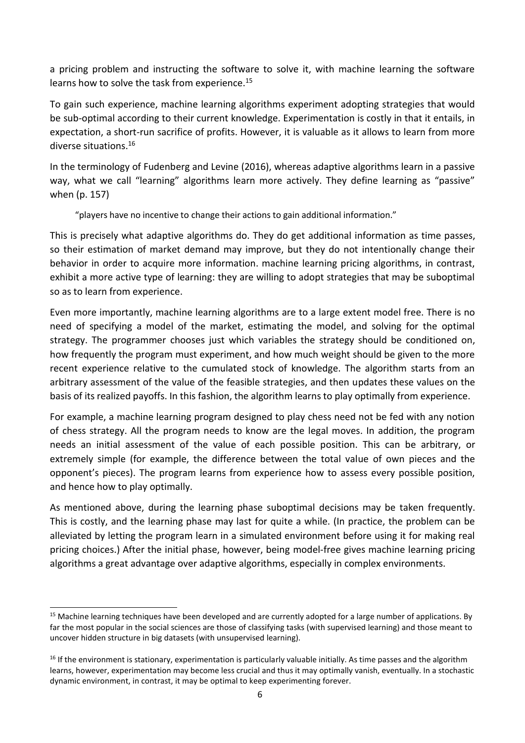a pricing problem and instructing the software to solve it, with machine learning the software learns how to solve the task from experience.[15]

To gain such experience, machine learning algorithms experiment adopting strategies that would be sub-optimal according to their current knowledge. Experimentation is costly in that it entails, in expectation, a short-run sacrifice of profits. However, it is valuable as it allows to learn from more diverse situations.[16]

In the terminology of Fudenberg and Levine (2016), whereas adaptive algorithms learn in a passive way, what we call "learning" algorithms learn more actively. They define learning as "passive" when (p. 157)

> "players have no incentive to change their actions to gain additional information."

This is precisely what adaptive algorithms do. They do get additional information as time passes, so their estimation of market demand may improve, but they do not intentionally change their behavior in order to acquire more information. machine learning pricing algorithms, in contrast, exhibit a more active type of learning: they are willing to adopt strategies that may be suboptimal so as to learn from experience.

Even more importantly, machine learning algorithms are to a large extent model free. There is no need of specifying a model of the market, estimating the model, and solving for the optimal strategy. The programmer chooses just which variables the strategy should be conditioned on, how frequently the program must experiment, and how much weight should be given to the more recent experience relative to the cumulated stock of knowledge. The algorithm starts from an arbitrary assessment of the value of the feasible strategies, and then updates these values on the basis of its realized payoffs. In this fashion, the algorithm learns to play optimally from experience.

For example, a machine learning program designed to play chess need not be fed with any notion of chess strategy. All the program needs to know are the legal moves. In addition, the program needs an initial assessment of the value of each possible position. This can be arbitrary, or extremely simple (for example, the difference between the total value of own pieces and the opponent's pieces). The program learns from experience how to assess every possible position, and hence how to play optimally.

As mentioned above, during the learning phase suboptimal decisions may be taken frequently. This is costly, and the learning phase may last for quite a while. (In practice, the problem can be alleviated by letting the program learn in a simulated environment before using it for making real pricing choices.) After the initial phase, however, being model-free gives machine learning pricing algorithms a great advantage over adaptive algorithms, especially in complex environments.

---

[15] Machine learning techniques have been developed and are currently adopted for a large number of applications. By far the most popular in the social sciences are those of classifying tasks (with supervised learning) and those meant to uncover hidden structure in big datasets (with unsupervised learning).

[16] If the environment is stationary, experimentation is particularly valuable initially. As time passes and the algorithm learns, however, experimentation may become less crucial and thus it may optimally vanish, eventually. In a stochastic dynamic environment, in contrast, it may be optimal to keep experimenting forever.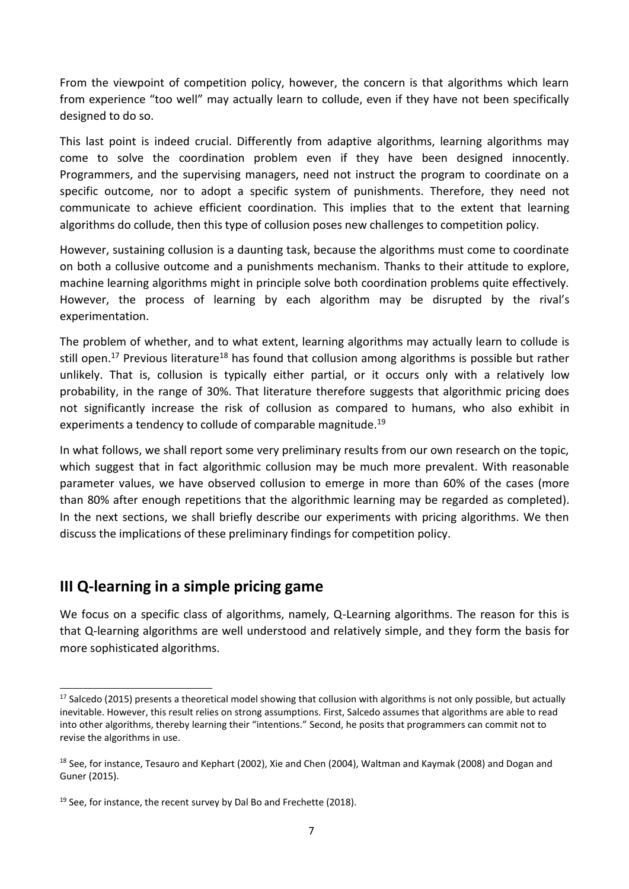From the viewpoint of competition policy, however, the concern is that algorithms which learn from experience "too well" may actually learn to collude, even if they have not been specifically designed to do so.

This last point is indeed crucial. Differently from adaptive algorithms, learning algorithms may come to solve the coordination problem even if they have been designed innocently. Programmers, and the supervising managers, need not instruct the program to coordinate on a specific outcome, nor to adopt a specific system of punishments. Therefore, they need not communicate to achieve efficient coordination. This implies that to the extent that learning algorithms do collude, then this type of collusion poses new challenges to competition policy.

However, sustaining collusion is a daunting task, because the algorithms must come to coordinate on both a collusive outcome and a punishments mechanism. Thanks to their attitude to explore, machine learning algorithms might in principle solve both coordination problems quite effectively. However, the process of learning by each algorithm may be disrupted by the rival's experimentation.

The problem of whether, and to what extent, learning algorithms may actually learn to collude is still open.[17] Previous literature[18] has found that collusion among algorithms is possible but rather unlikely. That is, collusion is typically either partial, or it occurs only with a relatively low probability, in the range of 30%. That literature therefore suggests that algorithmic pricing does not significantly increase the risk of collusion as compared to humans, who also exhibit in experiments a tendency to collude of comparable magnitude.[19]

In what follows, we shall report some very preliminary results from our own research on the topic, which suggest that in fact algorithmic collusion may be much more prevalent. With reasonable parameter values, we have observed collusion to emerge in more than 60% of the cases (more than 80% after enough repetitions that the algorithmic learning may be regarded as completed). In the next sections, we shall briefly describe our experiments with pricing algorithms. We then discuss the implications of these preliminary findings for competition policy.

## III Q-learning in a simple pricing game

We focus on a specific class of algorithms, namely, Q-Learning algorithms. The reason for this is that Q-learning algorithms are well understood and relatively simple, and they form the basis for more sophisticated algorithms.

---

[17] Salcedo (2015) presents a theoretical model showing that collusion with algorithms is not only possible, but actually inevitable. However, this result relies on strong assumptions. First, Salcedo assumes that algorithms are able to read into other algorithms, thereby learning their "intentions." Second, he posits that programmers can commit not to revise the algorithms in use.

[18] See, for instance, Tesauro and Kephart (2002), Xie and Chen (2004), Waltman and Kaymak (2008) and Dogan and Guner (2015).

[19] See, for instance, the recent survey by Dal Bo and Frechette (2018).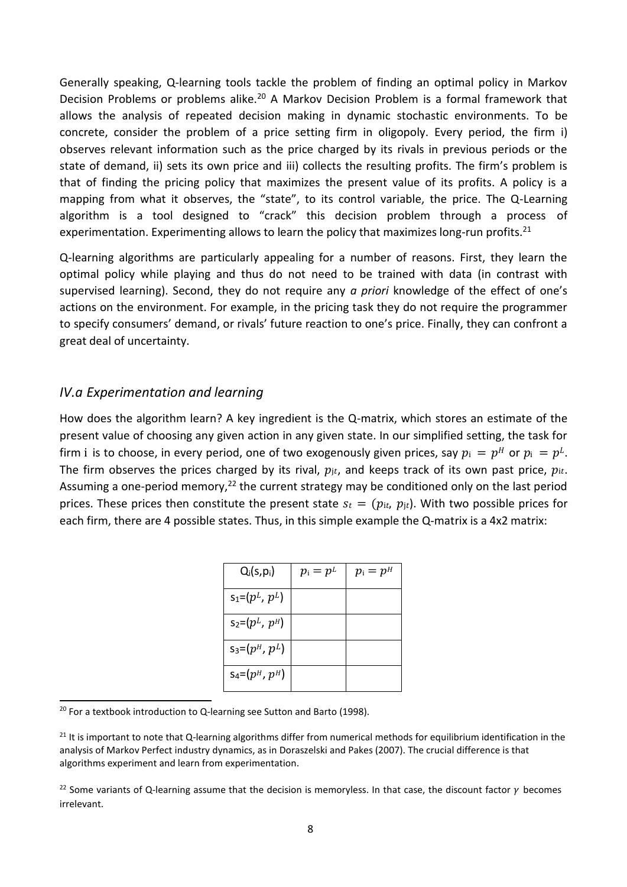Generally speaking, Q-learning tools tackle the problem of finding an optimal policy in Markov Decision Problems or problems alike.[20] A Markov Decision Problem is a formal framework that allows the analysis of repeated decision making in dynamic stochastic environments. To be concrete, consider the problem of a price setting firm in oligopoly. Every period, the firm i) observes relevant information such as the price charged by its rivals in previous periods or the state of demand, ii) sets its own price and iii) collects the resulting profits. The firm's problem is that of finding the pricing policy that maximizes the present value of its profits. A policy is a mapping from what it observes, the "state", to its control variable, the price. The Q-Learning algorithm is a tool designed to "crack" this decision problem through a process of experimentation. Experimenting allows to learn the policy that maximizes long-run profits.[21]

Q-learning algorithms are particularly appealing for a number of reasons. First, they learn the optimal policy while playing and thus do not need to be trained with data (in contrast with supervised learning). Second, they do not require any *a priori* knowledge of the effect of one's actions on the environment. For example, in the pricing task they do not require the programmer to specify consumers' demand, or rivals' future reaction to one's price. Finally, they can confront a great deal of uncertainty.

### IV.a Experimentation and learning

How does the algorithm learn? A key ingredient is the Q-matrix, which stores an estimate of the present value of choosing any given action in any given state. In our simplified setting, the task for firm i is to choose, in every period, one of two exogenously given prices, say $p_i = p^H$ or $p_i = p^L$. The firm observes the prices charged by its rival, $p_{jt}$, and keeps track of its own past price, $p_{it}$. Assuming a one-period memory,[22] the current strategy may be conditioned only on the last period prices. These prices then constitute the present state $s_t = (p_{it}, p_{jt})$. With two possible prices for each firm, there are 4 possible states. Thus, in this simple example the Q-matrix is a 4x2 matrix:

| $Q_i(s,p_i)$ | $p_i = p^L$ | $p_i = p^H$ |
|---|---|---|
| $s_1=(p^L, p^L)$ | | |
| $s_2=(p^L, p^H)$ | | |
| $s_3=(p^H, p^L)$ | | |
| $s_4=(p^H, p^H)$ | | |

[20] For a textbook introduction to Q-learning see Sutton and Barto (1998).

[21] It is important to note that Q-learning algorithms differ from numerical methods for equilibrium identification in the analysis of Markov Perfect industry dynamics, as in Doraszelski and Pakes (2007). The crucial difference is that algorithms experiment and learn from experimentation.

[22] Some variants of Q-learning assume that the decision is memoryless. In that case, the discount factor $\gamma$ becomes irrelevant.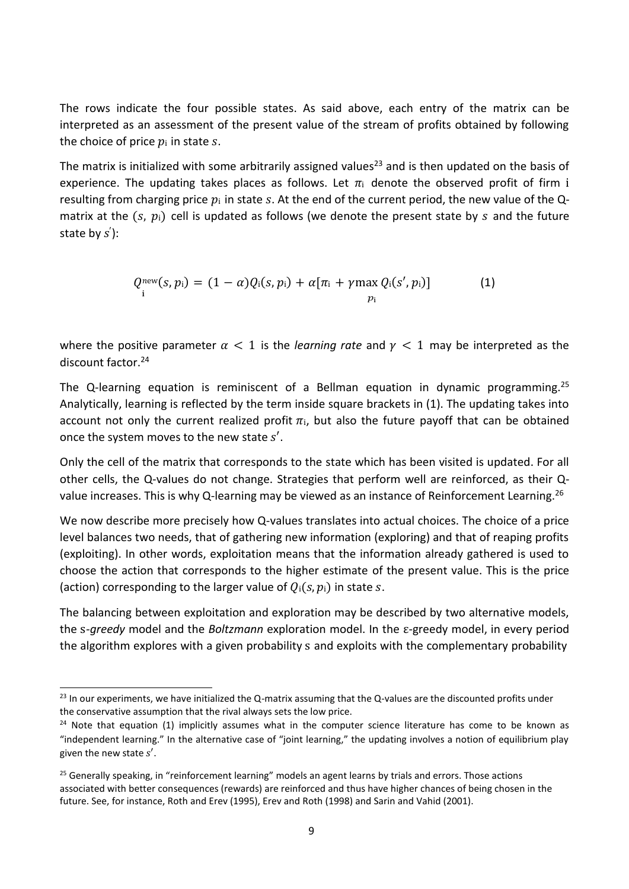The rows indicate the four possible states. As said above, each entry of the matrix can be interpreted as an assessment of the present value of the stream of profits obtained by following the choice of price $p_i$ in state $s$.

The matrix is initialized with some arbitrarily assigned values[23] and is then updated on the basis of experience. The updating takes places as follows. Let $\pi_i$ denote the observed profit of firm i resulting from charging price $p_i$ in state $s$. At the end of the current period, the new value of the Q-matrix at the $(s, p_i)$ cell is updated as follows (we denote the present state by $s$ and the future state by $s'$):

$$Q_i^{new}(s, p_i) = (1 - \alpha)Q_i(s, p_i) + \alpha[\pi_i + \gamma \max_{p_i} Q_i(s', p_i)] \qquad (1)$$

where the positive parameter $\alpha < 1$ is the *learning rate* and $\gamma < 1$ may be interpreted as the discount factor.[24]

The Q-learning equation is reminiscent of a Bellman equation in dynamic programming.[25] Analytically, learning is reflected by the term inside square brackets in (1). The updating takes into account not only the current realized profit $\pi_i$, but also the future payoff that can be obtained once the system moves to the new state $s'$.

Only the cell of the matrix that corresponds to the state which has been visited is updated. For all other cells, the Q-values do not change. Strategies that perform well are reinforced, as their Q-value increases. This is why Q-learning may be viewed as an instance of Reinforcement Learning.[26]

We now describe more precisely how Q-values translates into actual choices. The choice of a price level balances two needs, that of gathering new information (exploring) and that of reaping profits (exploiting). In other words, exploitation means that the information already gathered is used to choose the action that corresponds to the higher estimate of the present value. This is the price (action) corresponding to the larger value of $Q_i(s, p_i)$ in state $s$.

The balancing between exploitation and exploration may be described by two alternative models, the $\varepsilon$-*greedy* model and the *Boltzmann* exploration model. In the $\varepsilon$-greedy model, in every period the algorithm explores with a given probability $\varepsilon$ and exploits with the complementary probability

[23] In our experiments, we have initialized the Q-matrix assuming that the Q-values are the discounted profits under the conservative assumption that the rival always sets the low price.

[24] Note that equation (1) implicitly assumes what in the computer science literature has come to be known as "independent learning." In the alternative case of "joint learning," the updating involves a notion of equilibrium play given the new state $s'$.

[25] Generally speaking, in "reinforcement learning" models an agent learns by trials and errors. Those actions associated with better consequences (rewards) are reinforced and thus have higher chances of being chosen in the future. See, for instance, Roth and Erev (1995), Erev and Roth (1998) and Sarin and Vahid (2001).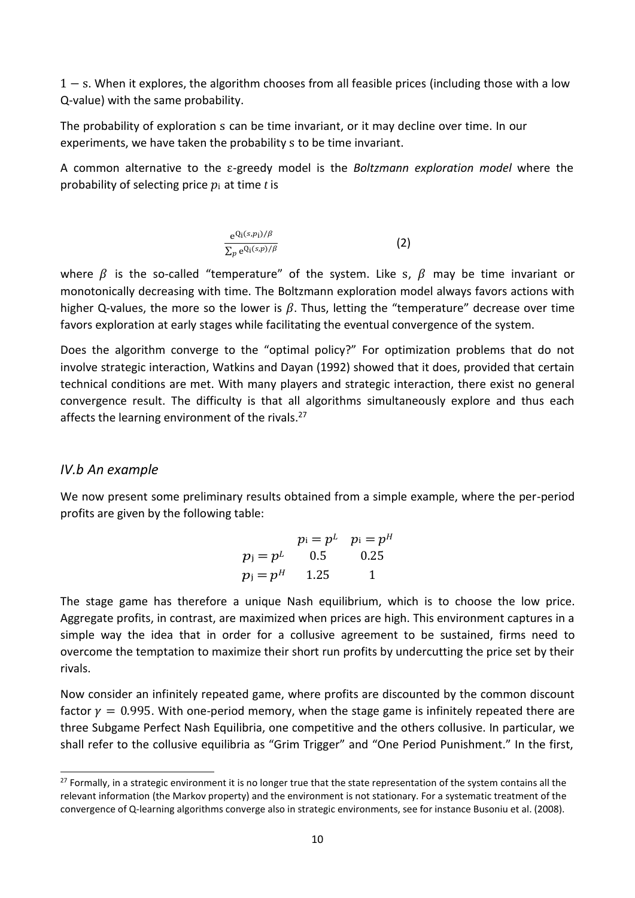$1 - \text{s}$. When it explores, the algorithm chooses from all feasible prices (including those with a low Q-value) with the same probability.

The probability of exploration s can be time invariant, or it may decline over time. In our experiments, we have taken the probability s to be time invariant.

A common alternative to the ε-greedy model is the *Boltzmann exploration model* where the probability of selecting price $p_i$ at time *t* is

$$\frac{e^{Q_i(s,p_i)/\beta}}{\sum_p e^{Q_i(s,p)/\beta}} \qquad (2)$$

where $\beta$ is the so-called "temperature" of the system. Like s, $\beta$ may be time invariant or monotonically decreasing with time. The Boltzmann exploration model always favors actions with higher Q-values, the more so the lower is $\beta$. Thus, letting the "temperature" decrease over time favors exploration at early stages while facilitating the eventual convergence of the system.

Does the algorithm converge to the "optimal policy?" For optimization problems that do not involve strategic interaction, Watkins and Dayan (1992) showed that it does, provided that certain technical conditions are met. With many players and strategic interaction, there exist no general convergence result. The difficulty is that all algorithms simultaneously explore and thus each affects the learning environment of the rivals.[27]

## *IV.b An example*

We now present some preliminary results obtained from a simple example, where the per-period profits are given by the following table:

| | $p_i = p^L$ | $p_i = p^H$ |
|---|---|---|
| $p_j = p^L$ | 0.5 | 0.25 |
| $p_j = p^H$ | 1.25 | 1 |

The stage game has therefore a unique Nash equilibrium, which is to choose the low price. Aggregate profits, in contrast, are maximized when prices are high. This environment captures in a simple way the idea that in order for a collusive agreement to be sustained, firms need to overcome the temptation to maximize their short run profits by undercutting the price set by their rivals.

Now consider an infinitely repeated game, where profits are discounted by the common discount factor $\gamma = 0.995$. With one-period memory, when the stage game is infinitely repeated there are three Subgame Perfect Nash Equilibria, one competitive and the others collusive. In particular, we shall refer to the collusive equilibria as "Grim Trigger" and "One Period Punishment." In the first,

[27] Formally, in a strategic environment it is no longer true that the state representation of the system contains all the relevant information (the Markov property) and the environment is not stationary. For a systematic treatment of the convergence of Q-learning algorithms converge also in strategic environments, see for instance Busoniu et al. (2008).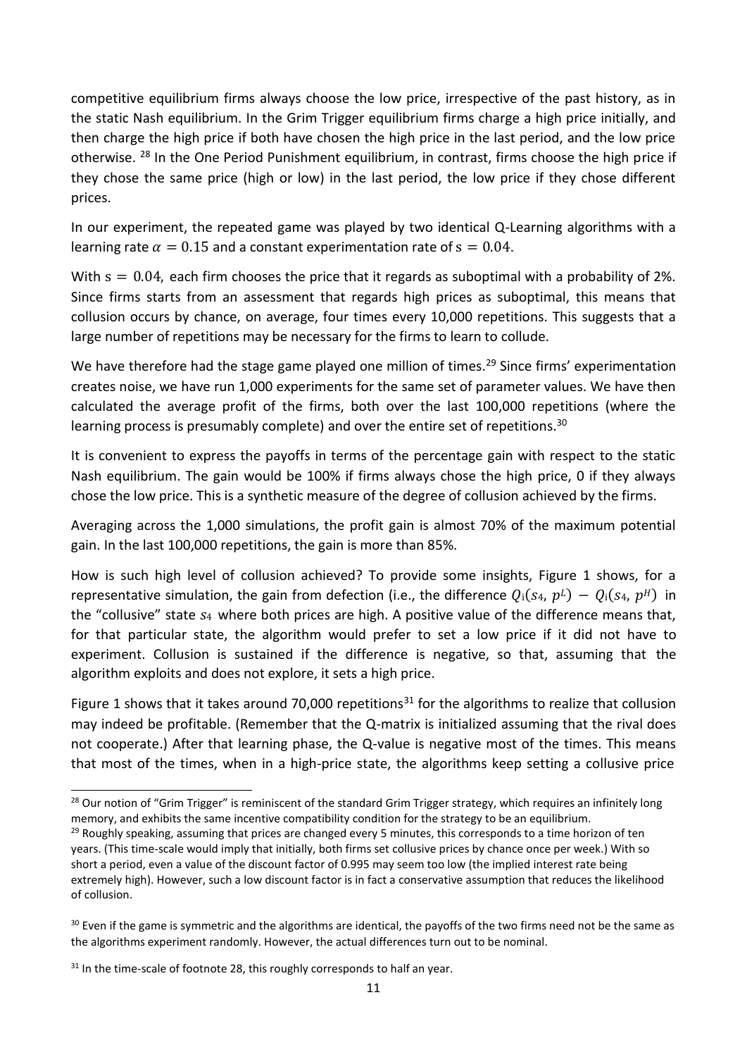competitive equilibrium firms always choose the low price, irrespective of the past history, as in the static Nash equilibrium. In the Grim Trigger equilibrium firms charge a high price initially, and then charge the high price if both have chosen the high price in the last period, and the low price otherwise. [28] In the One Period Punishment equilibrium, in contrast, firms choose the high price if they chose the same price (high or low) in the last period, the low price if they chose different prices.

In our experiment, the repeated game was played by two identical Q-Learning algorithms with a learning rate $\alpha = 0.15$ and a constant experimentation rate of $s = 0.04$.

With $s = 0.04$, each firm chooses the price that it regards as suboptimal with a probability of 2%. Since firms starts from an assessment that regards high prices as suboptimal, this means that collusion occurs by chance, on average, four times every 10,000 repetitions. This suggests that a large number of repetitions may be necessary for the firms to learn to collude.

We have therefore had the stage game played one million of times.[29] Since firms' experimentation creates noise, we have run 1,000 experiments for the same set of parameter values. We have then calculated the average profit of the firms, both over the last 100,000 repetitions (where the learning process is presumably complete) and over the entire set of repetitions.[30]

It is convenient to express the payoffs in terms of the percentage gain with respect to the static Nash equilibrium. The gain would be 100% if firms always chose the high price, 0 if they always chose the low price. This is a synthetic measure of the degree of collusion achieved by the firms.

Averaging across the 1,000 simulations, the profit gain is almost 70% of the maximum potential gain. In the last 100,000 repetitions, the gain is more than 85%.

How is such high level of collusion achieved? To provide some insights, Figure 1 shows, for a representative simulation, the gain from defection (i.e., the difference $Q_i(s_4, p^L) - Q_i(s_4, p^H)$ in the "collusive" state $s_4$ where both prices are high. A positive value of the difference means that, for that particular state, the algorithm would prefer to set a low price if it did not have to experiment. Collusion is sustained if the difference is negative, so that, assuming that the algorithm exploits and does not explore, it sets a high price.

Figure 1 shows that it takes around 70,000 repetitions[31] for the algorithms to realize that collusion may indeed be profitable. (Remember that the Q-matrix is initialized assuming that the rival does not cooperate.) After that learning phase, the Q-value is negative most of the times. This means that most of the times, when in a high-price state, the algorithms keep setting a collusive price

---

[28] Our notion of "Grim Trigger" is reminiscent of the standard Grim Trigger strategy, which requires an infinitely long memory, and exhibits the same incentive compatibility condition for the strategy to be an equilibrium.

[29] Roughly speaking, assuming that prices are changed every 5 minutes, this corresponds to a time horizon of ten years. (This time-scale would imply that initially, both firms set collusive prices by chance once per week.) With so short a period, even a value of the discount factor of 0.995 may seem too low (the implied interest rate being extremely high). However, such a low discount factor is in fact a conservative assumption that reduces the likelihood of collusion.

[30] Even if the game is symmetric and the algorithms are identical, the payoffs of the two firms need not be the same as the algorithms experiment randomly. However, the actual differences turn out to be nominal.

[31] In the time-scale of footnote 28, this roughly corresponds to half an year.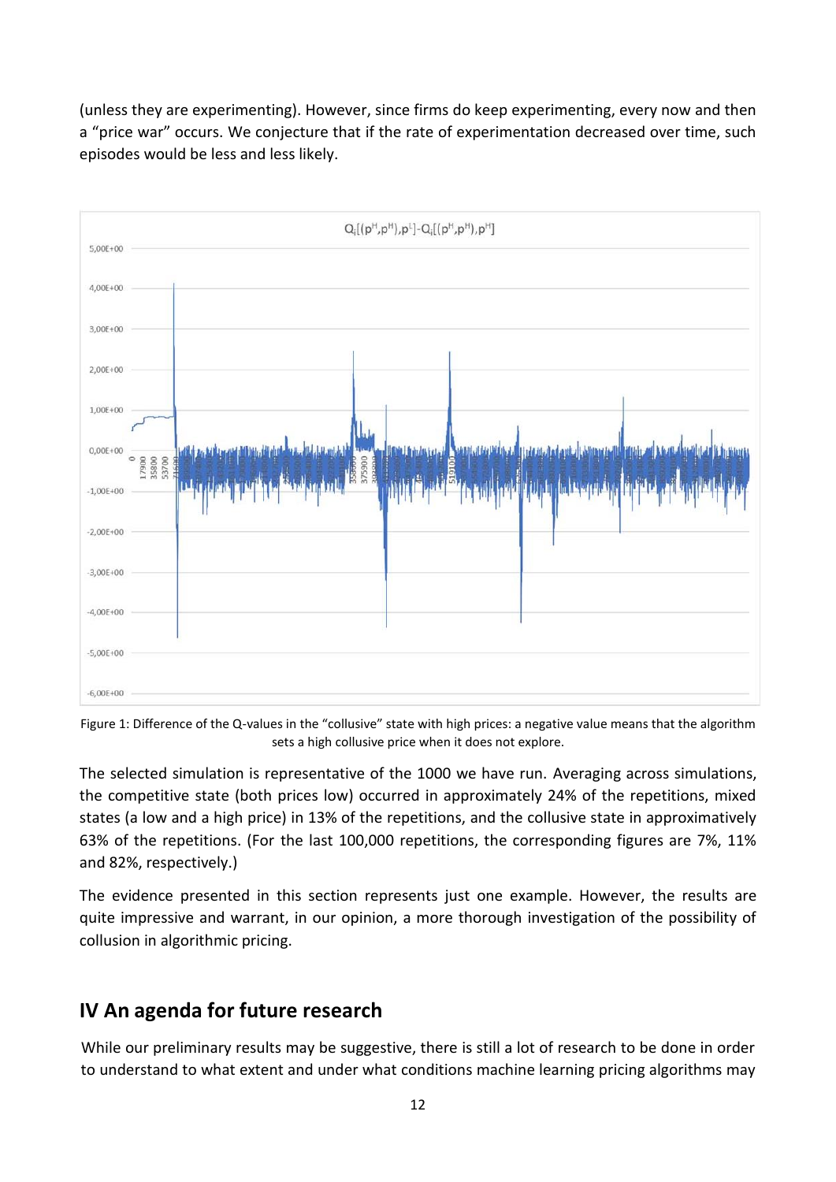(unless they are experimenting). However, since firms do keep experimenting, every now and then a "price war" occurs. We conjecture that if the rate of experimentation decreased over time, such episodes would be less and less likely.

Figure 1: Difference of the Q-values in the "collusive" state with high prices: a negative value means that the algorithm sets a high collusive price when it does not explore.

The selected simulation is representative of the 1000 we have run. Averaging across simulations, the competitive state (both prices low) occurred in approximately 24% of the repetitions, mixed states (a low and a high price) in 13% of the repetitions, and the collusive state in approximatively 63% of the repetitions. (For the last 100,000 repetitions, the corresponding figures are 7%, 11% and 82%, respectively.)

The evidence presented in this section represents just one example. However, the results are quite impressive and warrant, in our opinion, a more thorough investigation of the possibility of collusion in algorithmic pricing.

## IV An agenda for future research

While our preliminary results may be suggestive, there is still a lot of research to be done in order to understand to what extent and under what conditions machine learning pricing algorithms may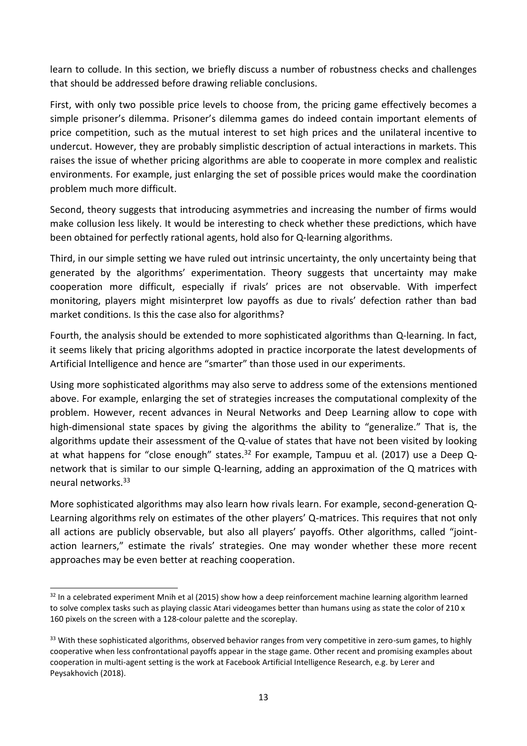learn to collude. In this section, we briefly discuss a number of robustness checks and challenges that should be addressed before drawing reliable conclusions.

First, with only two possible price levels to choose from, the pricing game effectively becomes a simple prisoner's dilemma. Prisoner's dilemma games do indeed contain important elements of price competition, such as the mutual interest to set high prices and the unilateral incentive to undercut. However, they are probably simplistic description of actual interactions in markets. This raises the issue of whether pricing algorithms are able to cooperate in more complex and realistic environments. For example, just enlarging the set of possible prices would make the coordination problem much more difficult.

Second, theory suggests that introducing asymmetries and increasing the number of firms would make collusion less likely. It would be interesting to check whether these predictions, which have been obtained for perfectly rational agents, hold also for Q-learning algorithms.

Third, in our simple setting we have ruled out intrinsic uncertainty, the only uncertainty being that generated by the algorithms' experimentation. Theory suggests that uncertainty may make cooperation more difficult, especially if rivals' prices are not observable. With imperfect monitoring, players might misinterpret low payoffs as due to rivals' defection rather than bad market conditions. Is this the case also for algorithms?

Fourth, the analysis should be extended to more sophisticated algorithms than Q-learning. In fact, it seems likely that pricing algorithms adopted in practice incorporate the latest developments of Artificial Intelligence and hence are "smarter" than those used in our experiments.

Using more sophisticated algorithms may also serve to address some of the extensions mentioned above. For example, enlarging the set of strategies increases the computational complexity of the problem. However, recent advances in Neural Networks and Deep Learning allow to cope with high-dimensional state spaces by giving the algorithms the ability to "generalize." That is, the algorithms update their assessment of the Q-value of states that have not been visited by looking at what happens for "close enough" states.[32] For example, Tampuu et al. (2017) use a Deep Q-network that is similar to our simple Q-learning, adding an approximation of the Q matrices with neural networks.[33]

More sophisticated algorithms may also learn how rivals learn. For example, second-generation Q-Learning algorithms rely on estimates of the other players' Q-matrices. This requires that not only all actions are publicly observable, but also all players' payoffs. Other algorithms, called "joint-action learners," estimate the rivals' strategies. One may wonder whether these more recent approaches may be even better at reaching cooperation.

---

[32] In a celebrated experiment Mnih et al (2015) show how a deep reinforcement machine learning algorithm learned to solve complex tasks such as playing classic Atari videogames better than humans using as state the color of 210 x 160 pixels on the screen with a 128-colour palette and the scoreplay.

[33] With these sophisticated algorithms, observed behavior ranges from very competitive in zero-sum games, to highly cooperative when less confrontational payoffs appear in the stage game. Other recent and promising examples about cooperation in multi-agent setting is the work at Facebook Artificial Intelligence Research, e.g. by Lerer and Peysakhovich (2018).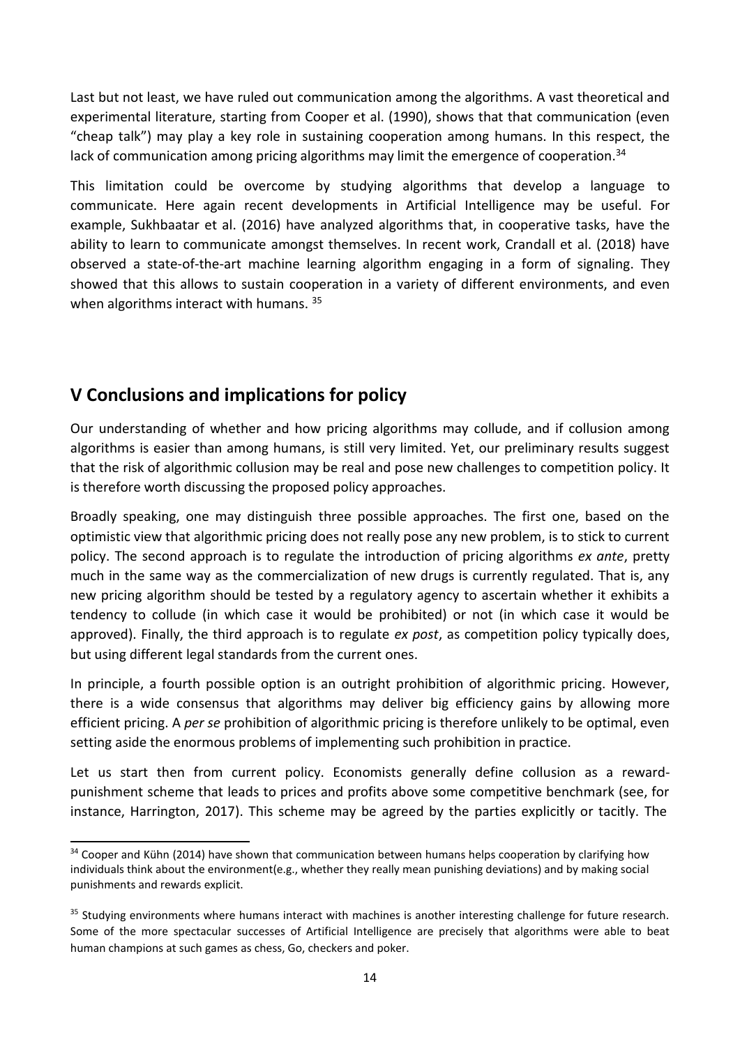Last but not least, we have ruled out communication among the algorithms. A vast theoretical and experimental literature, starting from Cooper et al. (1990), shows that that communication (even "cheap talk") may play a key role in sustaining cooperation among humans. In this respect, the lack of communication among pricing algorithms may limit the emergence of cooperation.[34]

This limitation could be overcome by studying algorithms that develop a language to communicate. Here again recent developments in Artificial Intelligence may be useful. For example, Sukhbaatar et al. (2016) have analyzed algorithms that, in cooperative tasks, have the ability to learn to communicate amongst themselves. In recent work, Crandall et al. (2018) have observed a state-of-the-art machine learning algorithm engaging in a form of signaling. They showed that this allows to sustain cooperation in a variety of different environments, and even when algorithms interact with humans. [35]

## V Conclusions and implications for policy

Our understanding of whether and how pricing algorithms may collude, and if collusion among algorithms is easier than among humans, is still very limited. Yet, our preliminary results suggest that the risk of algorithmic collusion may be real and pose new challenges to competition policy. It is therefore worth discussing the proposed policy approaches.

Broadly speaking, one may distinguish three possible approaches. The first one, based on the optimistic view that algorithmic pricing does not really pose any new problem, is to stick to current policy. The second approach is to regulate the introduction of pricing algorithms *ex ante*, pretty much in the same way as the commercialization of new drugs is currently regulated. That is, any new pricing algorithm should be tested by a regulatory agency to ascertain whether it exhibits a tendency to collude (in which case it would be prohibited) or not (in which case it would be approved). Finally, the third approach is to regulate *ex post*, as competition policy typically does, but using different legal standards from the current ones.

In principle, a fourth possible option is an outright prohibition of algorithmic pricing. However, there is a wide consensus that algorithms may deliver big efficiency gains by allowing more efficient pricing. A *per se* prohibition of algorithmic pricing is therefore unlikely to be optimal, even setting aside the enormous problems of implementing such prohibition in practice.

Let us start then from current policy. Economists generally define collusion as a reward-punishment scheme that leads to prices and profits above some competitive benchmark (see, for instance, Harrington, 2017). This scheme may be agreed by the parties explicitly or tacitly. The

---

[34] Cooper and Kühn (2014) have shown that communication between humans helps cooperation by clarifying how individuals think about the environment(e.g., whether they really mean punishing deviations) and by making social punishments and rewards explicit.

[35] Studying environments where humans interact with machines is another interesting challenge for future research. Some of the more spectacular successes of Artificial Intelligence are precisely that algorithms were able to beat human champions at such games as chess, Go, checkers and poker.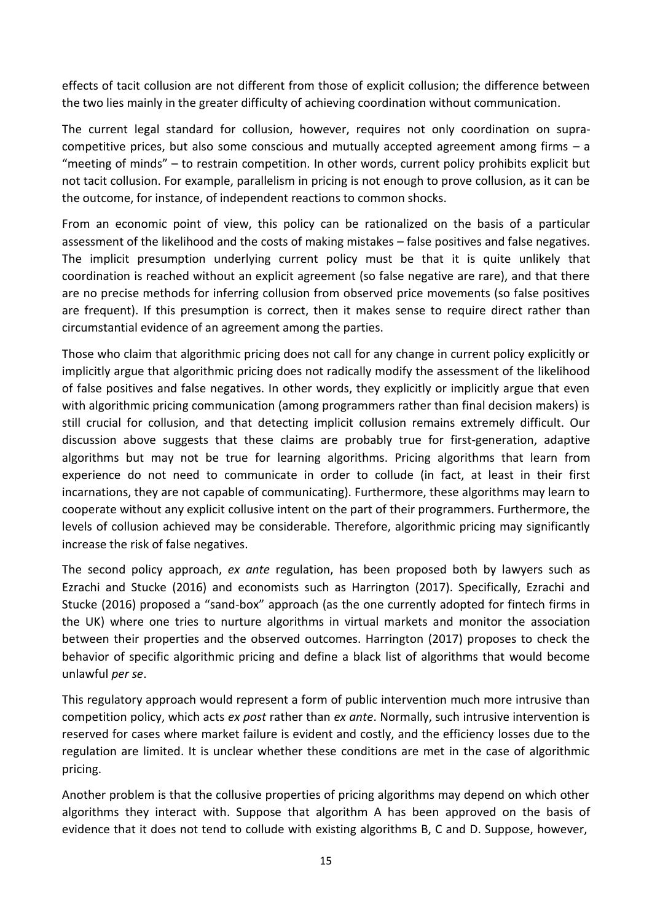effects of tacit collusion are not different from those of explicit collusion; the difference between the two lies mainly in the greater difficulty of achieving coordination without communication.

The current legal standard for collusion, however, requires not only coordination on supra-competitive prices, but also some conscious and mutually accepted agreement among firms – a "meeting of minds" – to restrain competition. In other words, current policy prohibits explicit but not tacit collusion. For example, parallelism in pricing is not enough to prove collusion, as it can be the outcome, for instance, of independent reactions to common shocks.

From an economic point of view, this policy can be rationalized on the basis of a particular assessment of the likelihood and the costs of making mistakes – false positives and false negatives. The implicit presumption underlying current policy must be that it is quite unlikely that coordination is reached without an explicit agreement (so false negative are rare), and that there are no precise methods for inferring collusion from observed price movements (so false positives are frequent). If this presumption is correct, then it makes sense to require direct rather than circumstantial evidence of an agreement among the parties.

Those who claim that algorithmic pricing does not call for any change in current policy explicitly or implicitly argue that algorithmic pricing does not radically modify the assessment of the likelihood of false positives and false negatives. In other words, they explicitly or implicitly argue that even with algorithmic pricing communication (among programmers rather than final decision makers) is still crucial for collusion, and that detecting implicit collusion remains extremely difficult. Our discussion above suggests that these claims are probably true for first-generation, adaptive algorithms but may not be true for learning algorithms. Pricing algorithms that learn from experience do not need to communicate in order to collude (in fact, at least in their first incarnations, they are not capable of communicating). Furthermore, these algorithms may learn to cooperate without any explicit collusive intent on the part of their programmers. Furthermore, the levels of collusion achieved may be considerable. Therefore, algorithmic pricing may significantly increase the risk of false negatives.

The second policy approach, *ex ante* regulation, has been proposed both by lawyers such as Ezrachi and Stucke (2016) and economists such as Harrington (2017). Specifically, Ezrachi and Stucke (2016) proposed a "sand-box" approach (as the one currently adopted for fintech firms in the UK) where one tries to nurture algorithms in virtual markets and monitor the association between their properties and the observed outcomes. Harrington (2017) proposes to check the behavior of specific algorithmic pricing and define a black list of algorithms that would become unlawful *per se*.

This regulatory approach would represent a form of public intervention much more intrusive than competition policy, which acts *ex post* rather than *ex ante*. Normally, such intrusive intervention is reserved for cases where market failure is evident and costly, and the efficiency losses due to the regulation are limited. It is unclear whether these conditions are met in the case of algorithmic pricing.

Another problem is that the collusive properties of pricing algorithms may depend on which other algorithms they interact with. Suppose that algorithm A has been approved on the basis of evidence that it does not tend to collude with existing algorithms B, C and D. Suppose, however,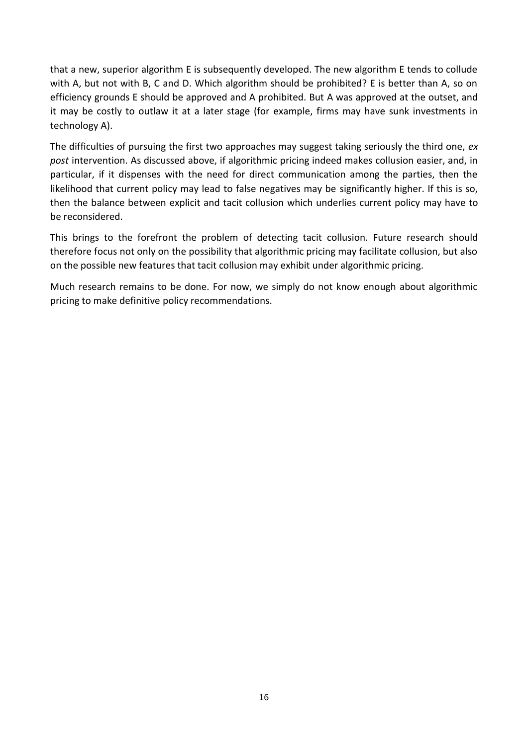that a new, superior algorithm E is subsequently developed. The new algorithm E tends to collude with A, but not with B, C and D. Which algorithm should be prohibited? E is better than A, so on efficiency grounds E should be approved and A prohibited. But A was approved at the outset, and it may be costly to outlaw it at a later stage (for example, firms may have sunk investments in technology A).

The difficulties of pursuing the first two approaches may suggest taking seriously the third one, *ex post* intervention. As discussed above, if algorithmic pricing indeed makes collusion easier, and, in particular, if it dispenses with the need for direct communication among the parties, then the likelihood that current policy may lead to false negatives may be significantly higher. If this is so, then the balance between explicit and tacit collusion which underlies current policy may have to be reconsidered.

This brings to the forefront the problem of detecting tacit collusion. Future research should therefore focus not only on the possibility that algorithmic pricing may facilitate collusion, but also on the possible new features that tacit collusion may exhibit under algorithmic pricing.

Much research remains to be done. For now, we simply do not know enough about algorithmic pricing to make definitive policy recommendations.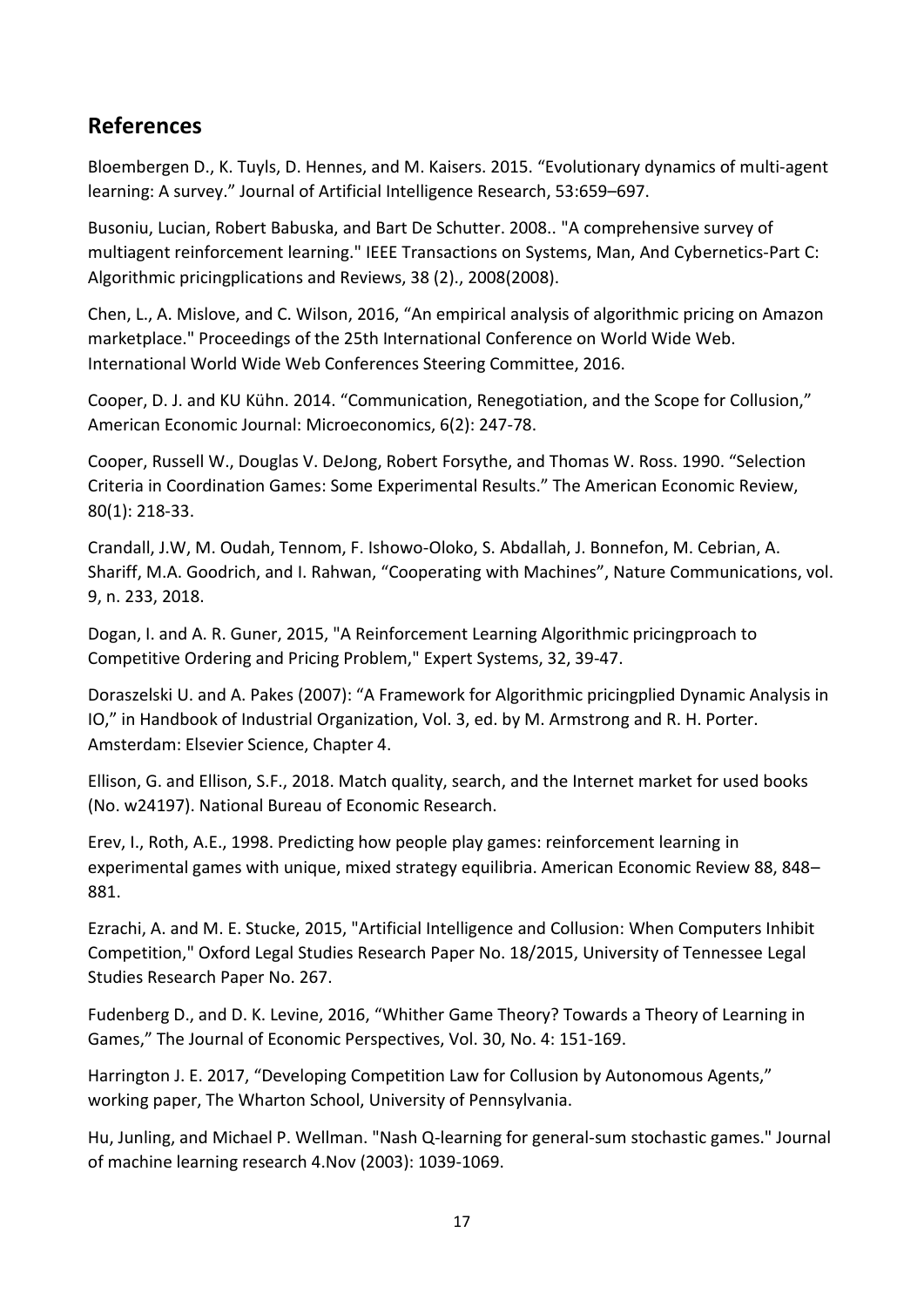## References

Bloembergen D., K. Tuyls, D. Hennes, and M. Kaisers. 2015. "Evolutionary dynamics of multi-agent learning: A survey." Journal of Artificial Intelligence Research, 53:659–697.

Busoniu, Lucian, Robert Babuska, and Bart De Schutter. 2008.. "A comprehensive survey of multiagent reinforcement learning." IEEE Transactions on Systems, Man, And Cybernetics-Part C: Algorithmic pricingplications and Reviews, 38 (2)., 2008(2008).

Chen, L., A. Mislove, and C. Wilson, 2016, "An empirical analysis of algorithmic pricing on Amazon marketplace." Proceedings of the 25th International Conference on World Wide Web. International World Wide Web Conferences Steering Committee, 2016.

Cooper, D. J. and KU Kühn. 2014. "Communication, Renegotiation, and the Scope for Collusion," American Economic Journal: Microeconomics, 6(2): 247-78.

Cooper, Russell W., Douglas V. DeJong, Robert Forsythe, and Thomas W. Ross. 1990. "Selection Criteria in Coordination Games: Some Experimental Results." The American Economic Review, 80(1): 218-33.

Crandall, J.W, M. Oudah, Tennom, F. Ishowo-Oloko, S. Abdallah, J. Bonnefon, M. Cebrian, A. Shariff, M.A. Goodrich, and I. Rahwan, "Cooperating with Machines", Nature Communications, vol. 9, n. 233, 2018.

Dogan, I. and A. R. Guner, 2015, "A Reinforcement Learning Algorithmic pricingproach to Competitive Ordering and Pricing Problem," Expert Systems, 32, 39-47.

Doraszelski U. and A. Pakes (2007): "A Framework for Algorithmic pricingplied Dynamic Analysis in IO," in Handbook of Industrial Organization, Vol. 3, ed. by M. Armstrong and R. H. Porter. Amsterdam: Elsevier Science, Chapter 4.

Ellison, G. and Ellison, S.F., 2018. Match quality, search, and the Internet market for used books (No. w24197). National Bureau of Economic Research.

Erev, I., Roth, A.E., 1998. Predicting how people play games: reinforcement learning in experimental games with unique, mixed strategy equilibria. American Economic Review 88, 848–881.

Ezrachi, A. and M. E. Stucke, 2015, "Artificial Intelligence and Collusion: When Computers Inhibit Competition," Oxford Legal Studies Research Paper No. 18/2015, University of Tennessee Legal Studies Research Paper No. 267.

Fudenberg D., and D. K. Levine, 2016, "Whither Game Theory? Towards a Theory of Learning in Games," The Journal of Economic Perspectives, Vol. 30, No. 4: 151-169.

Harrington J. E. 2017, "Developing Competition Law for Collusion by Autonomous Agents," working paper, The Wharton School, University of Pennsylvania.

Hu, Junling, and Michael P. Wellman. "Nash Q-learning for general-sum stochastic games." Journal of machine learning research 4.Nov (2003): 1039-1069.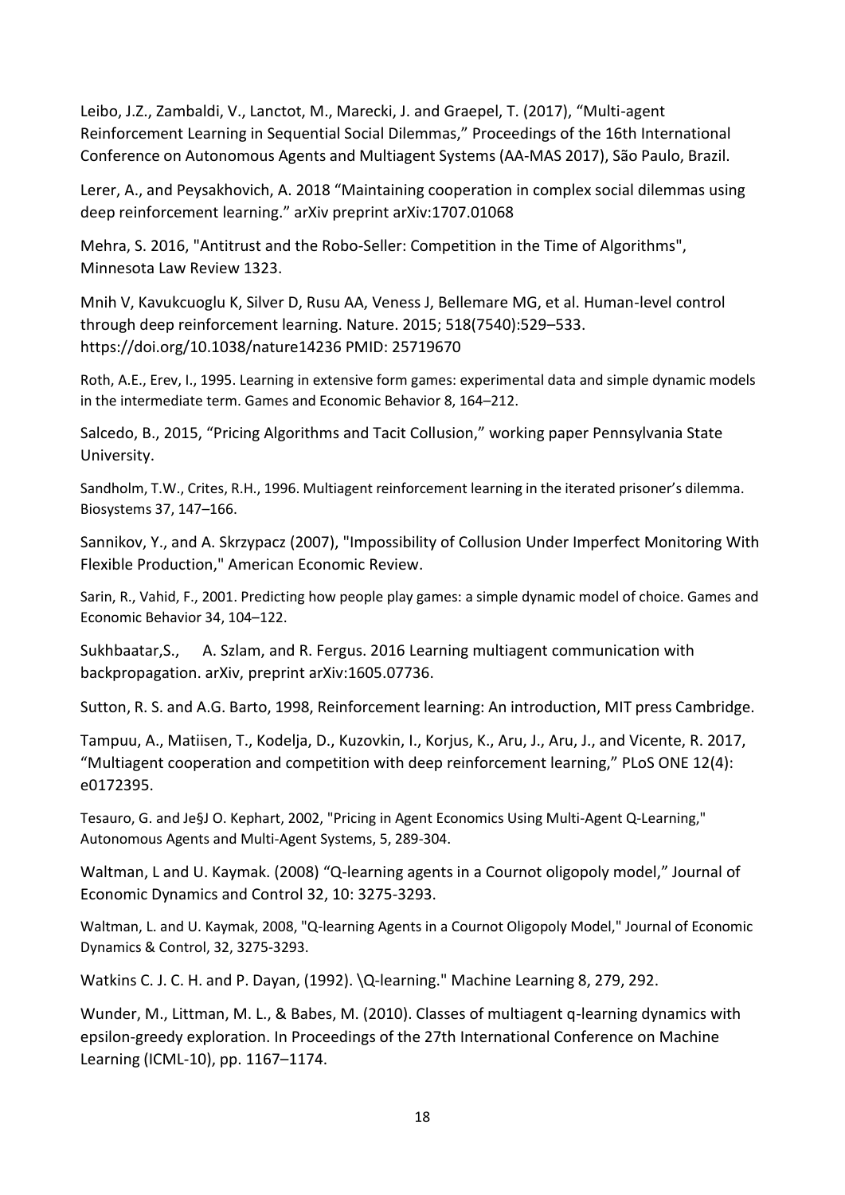Leibo, J.Z., Zambaldi, V., Lanctot, M., Marecki, J. and Graepel, T. (2017), “Multi-agent Reinforcement Learning in Sequential Social Dilemmas,” Proceedings of the 16th International Conference on Autonomous Agents and Multiagent Systems (AA-MAS 2017), São Paulo, Brazil.

Lerer, A., and Peysakhovich, A. 2018 “Maintaining cooperation in complex social dilemmas using deep reinforcement learning.” arXiv preprint arXiv:1707.01068

Mehra, S. 2016, "Antitrust and the Robo-Seller: Competition in the Time of Algorithms", Minnesota Law Review 1323.

Mnih V, Kavukcuoglu K, Silver D, Rusu AA, Veness J, Bellemare MG, et al. Human-level control through deep reinforcement learning. Nature. 2015; 518(7540):529–533. https://doi.org/10.1038/nature14236 PMID: 25719670

Roth, A.E., Erev, I., 1995. Learning in extensive form games: experimental data and simple dynamic models in the intermediate term. Games and Economic Behavior 8, 164–212.

Salcedo, B., 2015, “Pricing Algorithms and Tacit Collusion,” working paper Pennsylvania State University.

Sandholm, T.W., Crites, R.H., 1996. Multiagent reinforcement learning in the iterated prisoner’s dilemma. Biosystems 37, 147–166.

Sannikov, Y., and A. Skrzypacz (2007), "Impossibility of Collusion Under Imperfect Monitoring With Flexible Production," American Economic Review.

Sarin, R., Vahid, F., 2001. Predicting how people play games: a simple dynamic model of choice. Games and Economic Behavior 34, 104–122.

Sukhbaatar,S., A. Szlam, and R. Fergus. 2016 Learning multiagent communication with backpropagation. arXiv, preprint arXiv:1605.07736.

Sutton, R. S. and A.G. Barto, 1998, Reinforcement learning: An introduction, MIT press Cambridge.

Tampuu, A., Matiisen, T., Kodelja, D., Kuzovkin, I., Korjus, K., Aru, J., Aru, J., and Vicente, R. 2017, “Multiagent cooperation and competition with deep reinforcement learning,” PLoS ONE 12(4): e0172395.

Tesauro, G. and Je§J O. Kephart, 2002, "Pricing in Agent Economics Using Multi-Agent Q-Learning," Autonomous Agents and Multi-Agent Systems, 5, 289-304.

Waltman, L and U. Kaymak. (2008) “Q-learning agents in a Cournot oligopoly model,” Journal of Economic Dynamics and Control 32, 10: 3275-3293.

Waltman, L. and U. Kaymak, 2008, "Q-learning Agents in a Cournot Oligopoly Model," Journal of Economic Dynamics & Control, 32, 3275-3293.

Watkins C. J. C. H. and P. Dayan, (1992). \Q-learning." Machine Learning 8, 279, 292.

Wunder, M., Littman, M. L., & Babes, M. (2010). Classes of multiagent q-learning dynamics with epsilon-greedy exploration. In Proceedings of the 27th International Conference on Machine Learning (ICML-10), pp. 1167–1174.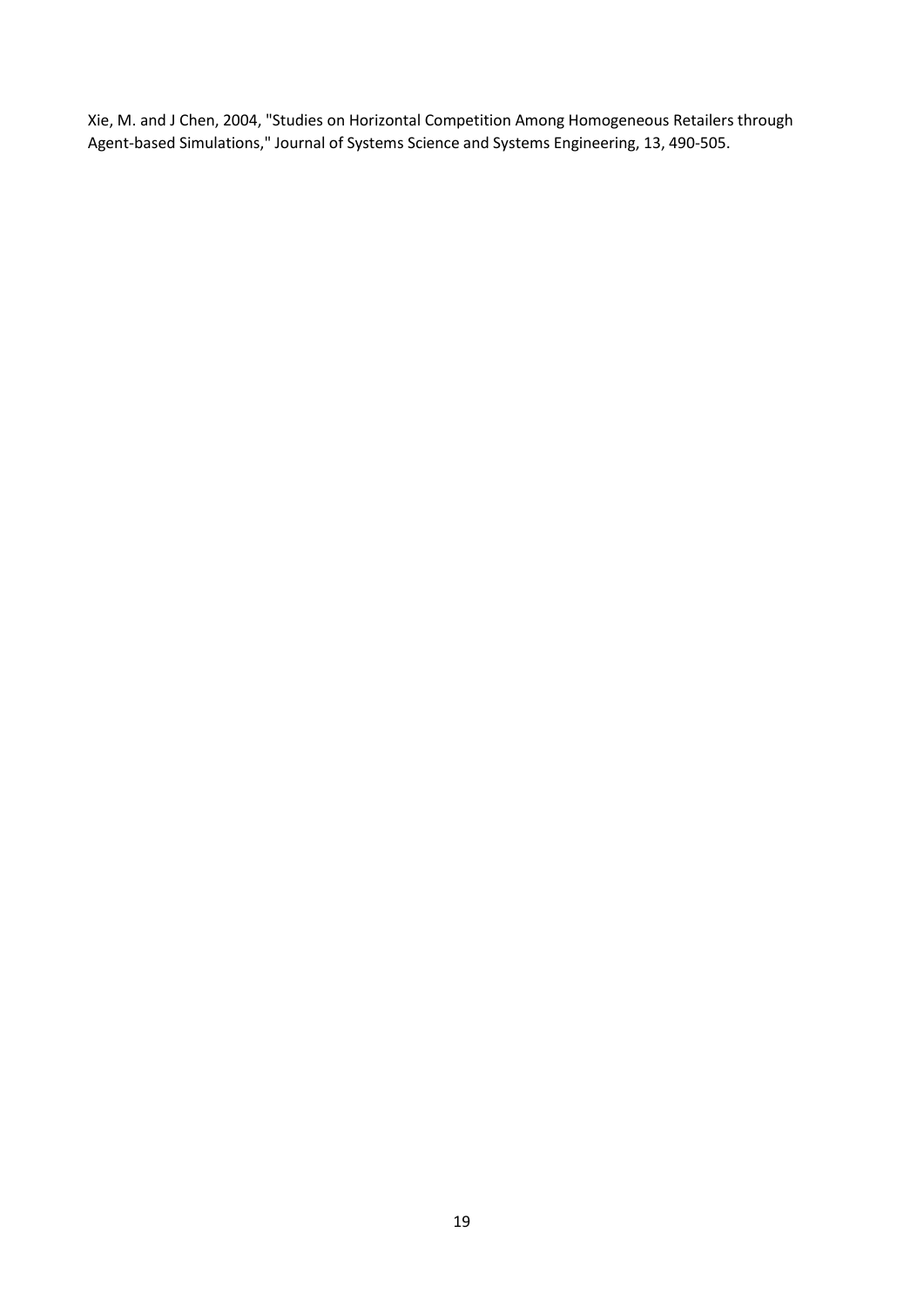Xie, M. and J Chen, 2004, "Studies on Horizontal Competition Among Homogeneous Retailers through Agent-based Simulations," Journal of Systems Science and Systems Engineering, 13, 490-505.